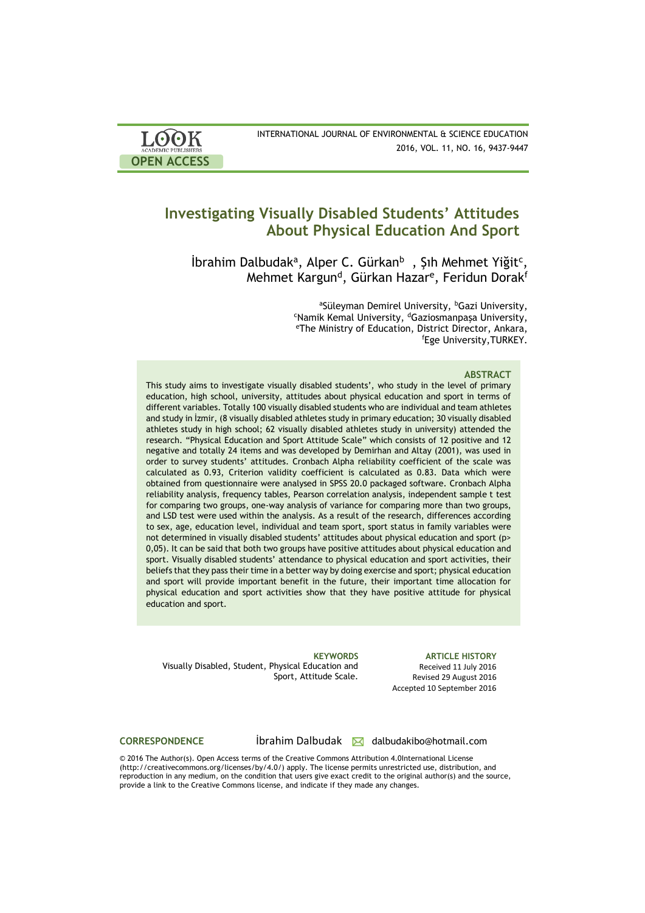# Investigating Visually Disabled Students' Attitudes About Physical Education And Sport

İbrahim Dalbudak[a], Alper C. Gürkan[b], Şıh Mehmet Yiğit[c], Mehmet Kargun[d], Gürkan Hazar[e], Feridun Dorak[f]

[a]Süleyman Demirel University, [b]Gazi University, [c]Namik Kemal University, [d]Gaziosmanpaşa University, [e]The Ministry of Education, District Director, Ankara, [f]Ege University, TURKEY.

### ABSTRACT

This study aims to investigate visually disabled students', who study in the level of primary education, high school, university, attitudes about physical education and sport in terms of different variables. Totally 100 visually disabled students who are individual and team athletes and study in İzmir, (8 visually disabled athletes study in primary education; 30 visually disabled athletes study in high school; 62 visually disabled athletes study in university) attended the research. "Physical Education and Sport Attitude Scale" which consists of 12 positive and 12 negative and totally 24 items and was developed by Demirhan and Altay (2001), was used in order to survey students' attitudes. Cronbach Alpha reliability coefficient of the scale was calculated as 0.93, Criterion validity coefficient is calculated as 0.83. Data which were obtained from questionnaire were analysed in SPSS 20.0 packaged software. Cronbach Alpha reliability analysis, frequency tables, Pearson correlation analysis, independent sample t test for comparing two groups, one-way analysis of variance for comparing more than two groups, and LSD test were used within the analysis. As a result of the research, differences according to sex, age, education level, individual and team sport, sport status in family variables were not determined in visually disabled students' attitudes about physical education and sport ($p > 0,05$). It can be said that both two groups have positive attitudes about physical education and sport. Visually disabled students' attendance to physical education and sport activities, their beliefs that they pass their time in a better way by doing exercise and sport; physical education and sport will provide important benefit in the future, their important time allocation for physical education and sport activities show that they have positive attitude for physical education and sport.

**KEYWORDS**

Visually Disabled, Student, Physical Education and Sport, Attitude Scale.

**ARTICLE HISTORY**

Received 11 July 2016
Revised 29 August 2016
Accepted 10 September 2016

**CORRESPONDENCE** İbrahim Dalbudak dalbudakibo@hotmail.com

© 2016 The Author(s). Open Access terms of the Creative Commons Attribution 4.0International License (http://creativecommons.org/licenses/by/4.0/) apply. The license permits unrestricted use, distribution, and reproduction in any medium, on the condition that users give exact credit to the original author(s) and the source, provide a link to the Creative Commons license, and indicate if they made any changes.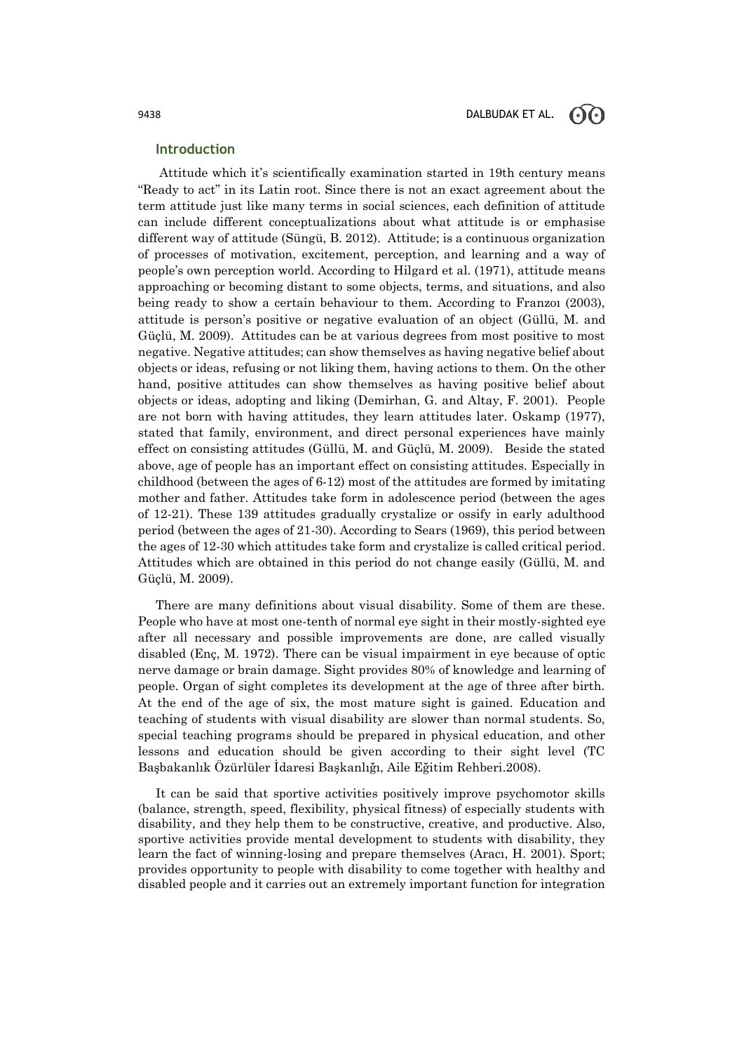## Introduction

Attitude which it's scientifically examination started in 19th century means "Ready to act" in its Latin root. Since there is not an exact agreement about the term attitude just like many terms in social sciences, each definition of attitude can include different conceptualizations about what attitude is or emphasise different way of attitude (Süngü, B. 2012). Attitude; is a continuous organization of processes of motivation, excitement, perception, and learning and a way of people's own perception world. According to Hilgard et al. (1971), attitude means approaching or becoming distant to some objects, terms, and situations, and also being ready to show a certain behaviour to them. According to Franzoı (2003), attitude is person's positive or negative evaluation of an object (Güllü, M. and Güçlü, M. 2009). Attitudes can be at various degrees from most positive to most negative. Negative attitudes; can show themselves as having negative belief about objects or ideas, refusing or not liking them, having actions to them. On the other hand, positive attitudes can show themselves as having positive belief about objects or ideas, adopting and liking (Demirhan, G. and Altay, F. 2001). People are not born with having attitudes, they learn attitudes later. Oskamp (1977), stated that family, environment, and direct personal experiences have mainly effect on consisting attitudes (Güllü, M. and Güçlü, M. 2009). Beside the stated above, age of people has an important effect on consisting attitudes. Especially in childhood (between the ages of 6-12) most of the attitudes are formed by imitating mother and father. Attitudes take form in adolescence period (between the ages of 12-21). These 139 attitudes gradually crystalize or ossify in early adulthood period (between the ages of 21-30). According to Sears (1969), this period between the ages of 12-30 which attitudes take form and crystalize is called critical period. Attitudes which are obtained in this period do not change easily (Güllü, M. and Güçlü, M. 2009).

There are many definitions about visual disability. Some of them are these. People who have at most one-tenth of normal eye sight in their mostly-sighted eye after all necessary and possible improvements are done, are called visually disabled (Enç, M. 1972). There can be visual impairment in eye because of optic nerve damage or brain damage. Sight provides 80% of knowledge and learning of people. Organ of sight completes its development at the age of three after birth. At the end of the age of six, the most mature sight is gained. Education and teaching of students with visual disability are slower than normal students. So, special teaching programs should be prepared in physical education, and other lessons and education should be given according to their sight level (TC Başbakanlık Özürlüler İdaresi Başkanlığı, Aile Eğitim Rehberi.2008).

It can be said that sportive activities positively improve psychomotor skills (balance, strength, speed, flexibility, physical fitness) of especially students with disability, and they help them to be constructive, creative, and productive. Also, sportive activities provide mental development to students with disability, they learn the fact of winning-losing and prepare themselves (Aracı, H. 2001). Sport; provides opportunity to people with disability to come together with healthy and disabled people and it carries out an extremely important function for integration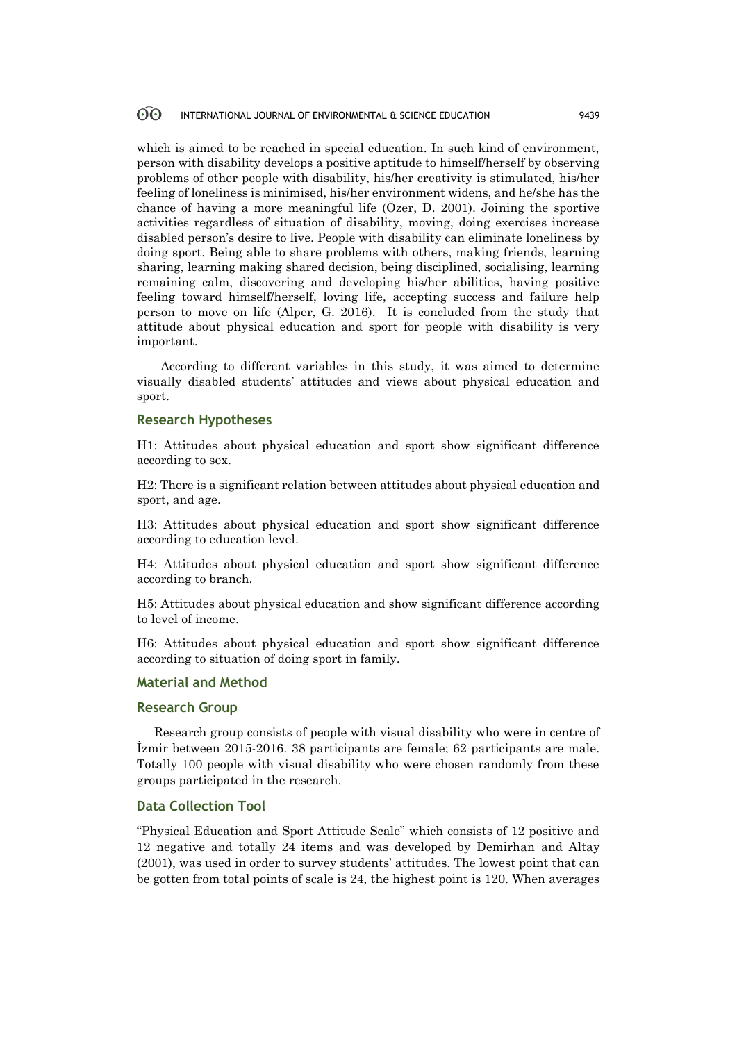which is aimed to be reached in special education. In such kind of environment, person with disability develops a positive aptitude to himself/herself by observing problems of other people with disability, his/her creativity is stimulated, his/her feeling of loneliness is minimised, his/her environment widens, and he/she has the chance of having a more meaningful life (Özer, D. 2001). Joining the sportive activities regardless of situation of disability, moving, doing exercises increase disabled person's desire to live. People with disability can eliminate loneliness by doing sport. Being able to share problems with others, making friends, learning sharing, learning making shared decision, being disciplined, socialising, learning remaining calm, discovering and developing his/her abilities, having positive feeling toward himself/herself, loving life, accepting success and failure help person to move on life (Alper, G. 2016). It is concluded from the study that attitude about physical education and sport for people with disability is very important.

According to different variables in this study, it was aimed to determine visually disabled students' attitudes and views about physical education and sport.

## Research Hypotheses

H1: Attitudes about physical education and sport show significant difference according to sex.

H2: There is a significant relation between attitudes about physical education and sport, and age.

H3: Attitudes about physical education and sport show significant difference according to education level.

H4: Attitudes about physical education and sport show significant difference according to branch.

H5: Attitudes about physical education and show significant difference according to level of income.

H6: Attitudes about physical education and sport show significant difference according to situation of doing sport in family.

## Material and Method

### Research Group

Research group consists of people with visual disability who were in centre of İzmir between 2015-2016. 38 participants are female; 62 participants are male. Totally 100 people with visual disability who were chosen randomly from these groups participated in the research.

### Data Collection Tool

"Physical Education and Sport Attitude Scale" which consists of 12 positive and 12 negative and totally 24 items and was developed by Demirhan and Altay (2001), was used in order to survey students' attitudes. The lowest point that can be gotten from total points of scale is 24, the highest point is 120. When averages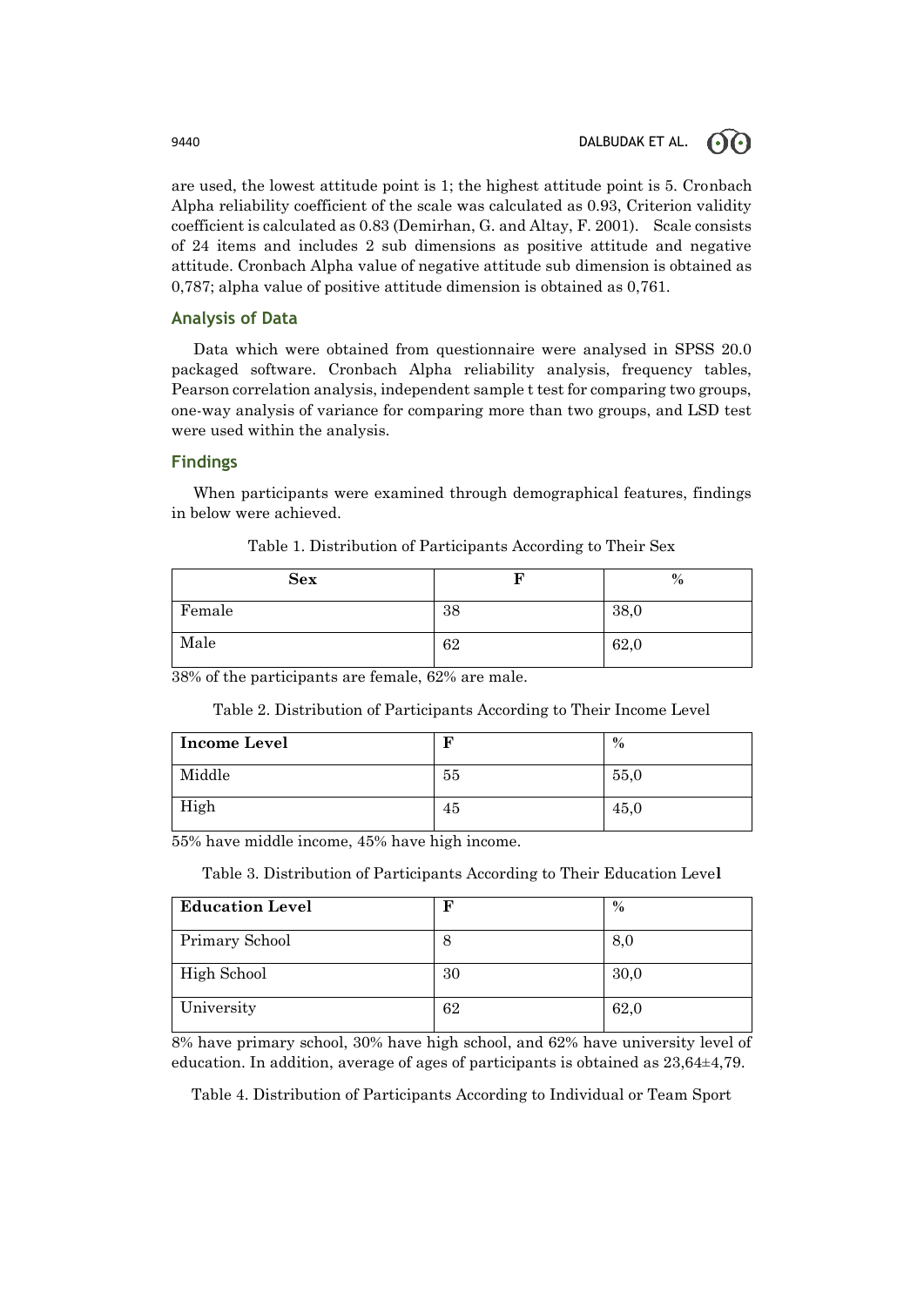are used, the lowest attitude point is 1; the highest attitude point is 5. Cronbach Alpha reliability coefficient of the scale was calculated as 0.93, Criterion validity coefficient is calculated as 0.83 (Demirhan, G. and Altay, F. 2001). Scale consists of 24 items and includes 2 sub dimensions as positive attitude and negative attitude. Cronbach Alpha value of negative attitude sub dimension is obtained as 0,787; alpha value of positive attitude dimension is obtained as 0,761.

## Analysis of Data

Data which were obtained from questionnaire were analysed in SPSS 20.0 packaged software. Cronbach Alpha reliability analysis, frequency tables, Pearson correlation analysis, independent sample t test for comparing two groups, one-way analysis of variance for comparing more than two groups, and LSD test were used within the analysis.

## Findings

When participants were examined through demographical features, findings in below were achieved.

Table 1. Distribution of Participants According to Their Sex

| **Sex** | **F** | **%** |
|---|---|---|
| Female | 38 | 38,0 |
| Male | 62 | 62,0 |

38% of the participants are female, 62% are male.

Table 2. Distribution of Participants According to Their Income Level

| **Income Level** | **F** | **%** |
|---|---|---|
| Middle | 55 | 55,0 |
| High | 45 | 45,0 |

55% have middle income, 45% have high income.

Table 3. Distribution of Participants According to Their Education Level

| **Education Level** | **F** | **%** |
|---|---|---|
| Primary School | 8 | 8,0 |
| High School | 30 | 30,0 |
| University | 62 | 62,0 |

8% have primary school, 30% have high school, and 62% have university level of education. In addition, average of ages of participants is obtained as 23,64±4,79.

Table 4. Distribution of Participants According to Individual or Team Sport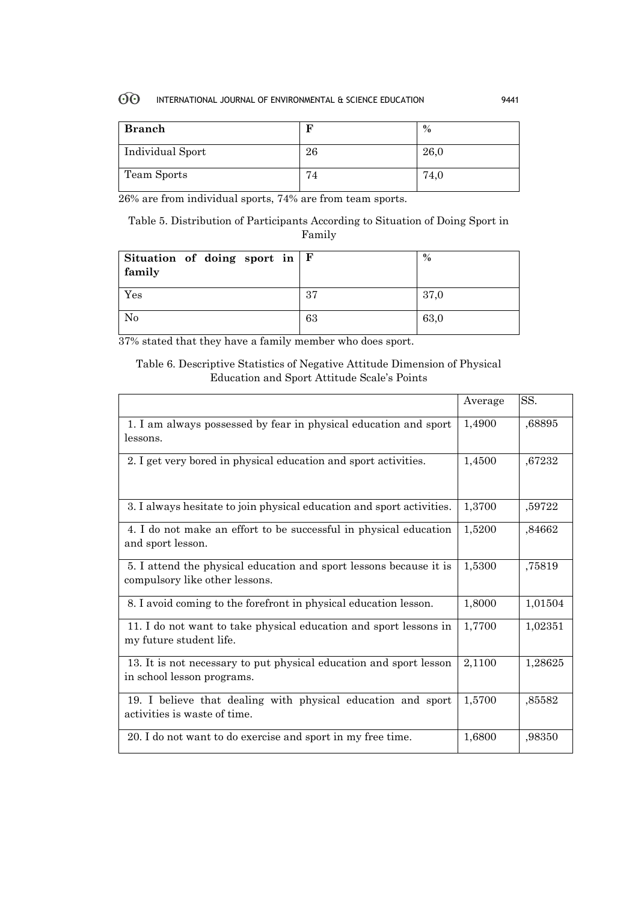| Branch | F | % |
| --- | --- | --- |
| Individual Sport | 26 | 26,0 |
| Team Sports | 74 | 74,0 |

26% are from individual sports, 74% are from team sports.

Table 5. Distribution of Participants According to Situation of Doing Sport in Family

| Situation of doing sport in family | F | % |
| --- | --- | --- |
| Yes | 37 | 37,0 |
| No | 63 | 63,0 |

37% stated that they have a family member who does sport.

Table 6. Descriptive Statistics of Negative Attitude Dimension of Physical Education and Sport Attitude Scale's Points

| | Average | SS. |
| --- | --- | --- |
| 1. I am always possessed by fear in physical education and sport lessons. | 1,4900 | ,68895 |
| 2. I get very bored in physical education and sport activities. | 1,4500 | ,67232 |
| 3. I always hesitate to join physical education and sport activities. | 1,3700 | ,59722 |
| 4. I do not make an effort to be successful in physical education and sport lesson. | 1,5200 | ,84662 |
| 5. I attend the physical education and sport lessons because it is compulsory like other lessons. | 1,5300 | ,75819 |
| 8. I avoid coming to the forefront in physical education lesson. | 1,8000 | 1,01504 |
| 11. I do not want to take physical education and sport lessons in my future student life. | 1,7700 | 1,02351 |
| 13. It is not necessary to put physical education and sport lesson in school lesson programs. | 2,1100 | 1,28625 |
| 19. I believe that dealing with physical education and sport activities is waste of time. | 1,5700 | ,85582 |
| 20. I do not want to do exercise and sport in my free time. | 1,6800 | ,98350 |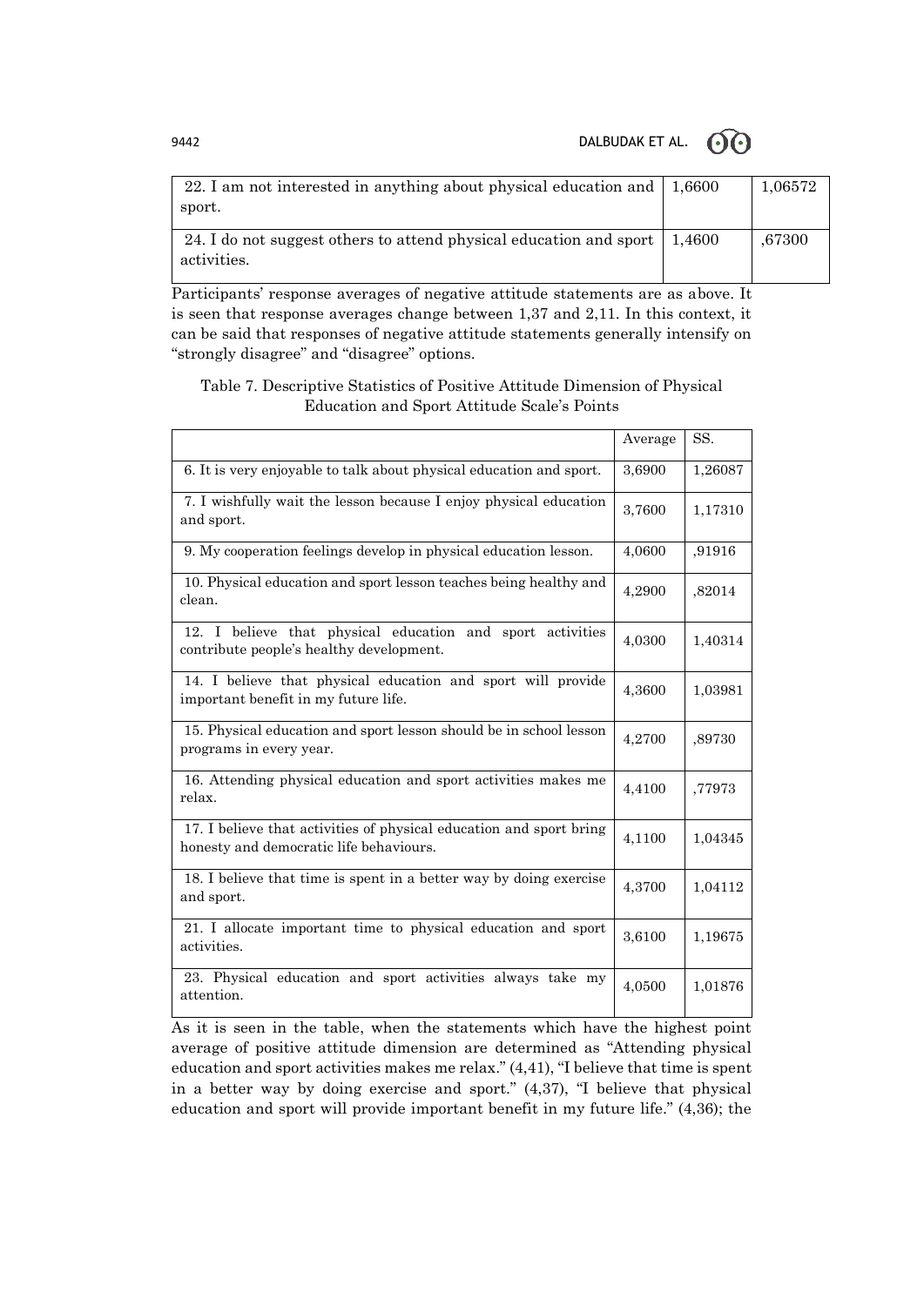| | | |
|---|---|---|
| 22. I am not interested in anything about physical education and sport. | 1,6600 | 1,06572 |
| 24. I do not suggest others to attend physical education and sport activities. | 1,4600 | ,67300 |

Participants' response averages of negative attitude statements are as above. It is seen that response averages change between 1,37 and 2,11. In this context, it can be said that responses of negative attitude statements generally intensify on "strongly disagree" and "disagree" options.

Table 7. Descriptive Statistics of Positive Attitude Dimension of Physical Education and Sport Attitude Scale's Points

| | Average | SS. |
|---|---|---|
| 6. It is very enjoyable to talk about physical education and sport. | 3,6900 | 1,26087 |
| 7. I wishfully wait the lesson because I enjoy physical education and sport. | 3,7600 | 1,17310 |
| 9. My cooperation feelings develop in physical education lesson. | 4,0600 | ,91916 |
| 10. Physical education and sport lesson teaches being healthy and clean. | 4,2900 | ,82014 |
| 12. I believe that physical education and sport activities contribute people's healthy development. | 4,0300 | 1,40314 |
| 14. I believe that physical education and sport will provide important benefit in my future life. | 4,3600 | 1,03981 |
| 15. Physical education and sport lesson should be in school lesson programs in every year. | 4,2700 | ,89730 |
| 16. Attending physical education and sport activities makes me relax. | 4,4100 | ,77973 |
| 17. I believe that activities of physical education and sport bring honesty and democratic life behaviours. | 4,1100 | 1,04345 |
| 18. I believe that time is spent in a better way by doing exercise and sport. | 4,3700 | 1,04112 |
| 21. I allocate important time to physical education and sport activities. | 3,6100 | 1,19675 |
| 23. Physical education and sport activities always take my attention. | 4,0500 | 1,01876 |

As it is seen in the table, when the statements which have the highest point average of positive attitude dimension are determined as "Attending physical education and sport activities makes me relax." (4,41), "I believe that time is spent in a better way by doing exercise and sport." (4,37), "I believe that physical education and sport will provide important benefit in my future life." (4,36); the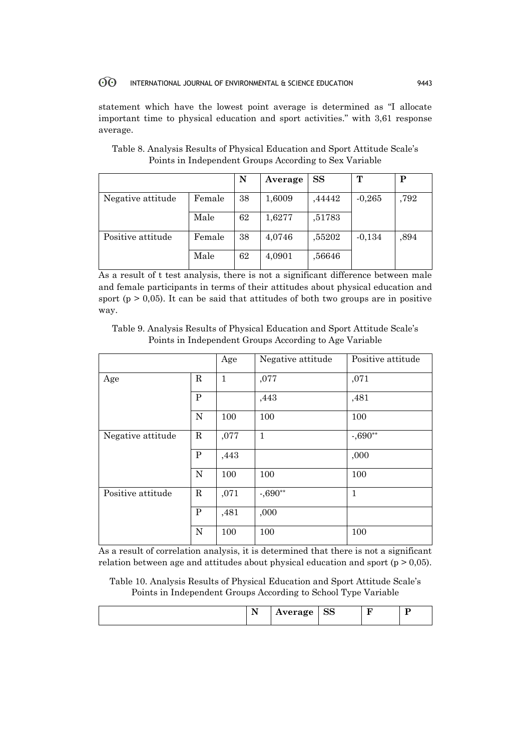statement which have the lowest point average is determined as "I allocate important time to physical education and sport activities." with 3,61 response average.

Table 8. Analysis Results of Physical Education and Sport Attitude Scale's Points in Independent Groups According to Sex Variable

| | | N | Average | SS | T | P |
|---|---|---|---|---|---|---|
| Negative attitude | Female | 38 | 1,6009 | ,44442 | -0,265 | ,792 |
| | Male | 62 | 1,6277 | ,51783 | | |
| Positive attitude | Female | 38 | 4,0746 | ,55202 | -0,134 | ,894 |
| | Male | 62 | 4,0901 | ,56646 | | |

As a result of t test analysis, there is not a significant difference between male and female participants in terms of their attitudes about physical education and sport ($p > 0,05$). It can be said that attitudes of both two groups are in positive way.

Table 9. Analysis Results of Physical Education and Sport Attitude Scale's Points in Independent Groups According to Age Variable

| | | Age | Negative attitude | Positive attitude |
|---|---|---|---|---|
| Age | R | 1 | ,077 | ,071 |
| | P | | ,443 | ,481 |
| | N | 100 | 100 | 100 |
| Negative attitude | R | ,077 | 1 | -,690** |
| | P | ,443 | | ,000 |
| | N | 100 | 100 | 100 |
| Positive attitude | R | ,071 | -,690** | 1 |
| | P | ,481 | ,000 | |
| | N | 100 | 100 | 100 |

As a result of correlation analysis, it is determined that there is not a significant relation between age and attitudes about physical education and sport ($p > 0,05$).

Table 10. Analysis Results of Physical Education and Sport Attitude Scale's Points in Independent Groups According to School Type Variable

| | N | Average | SS | F | P |
|---|---|---|---|---|---|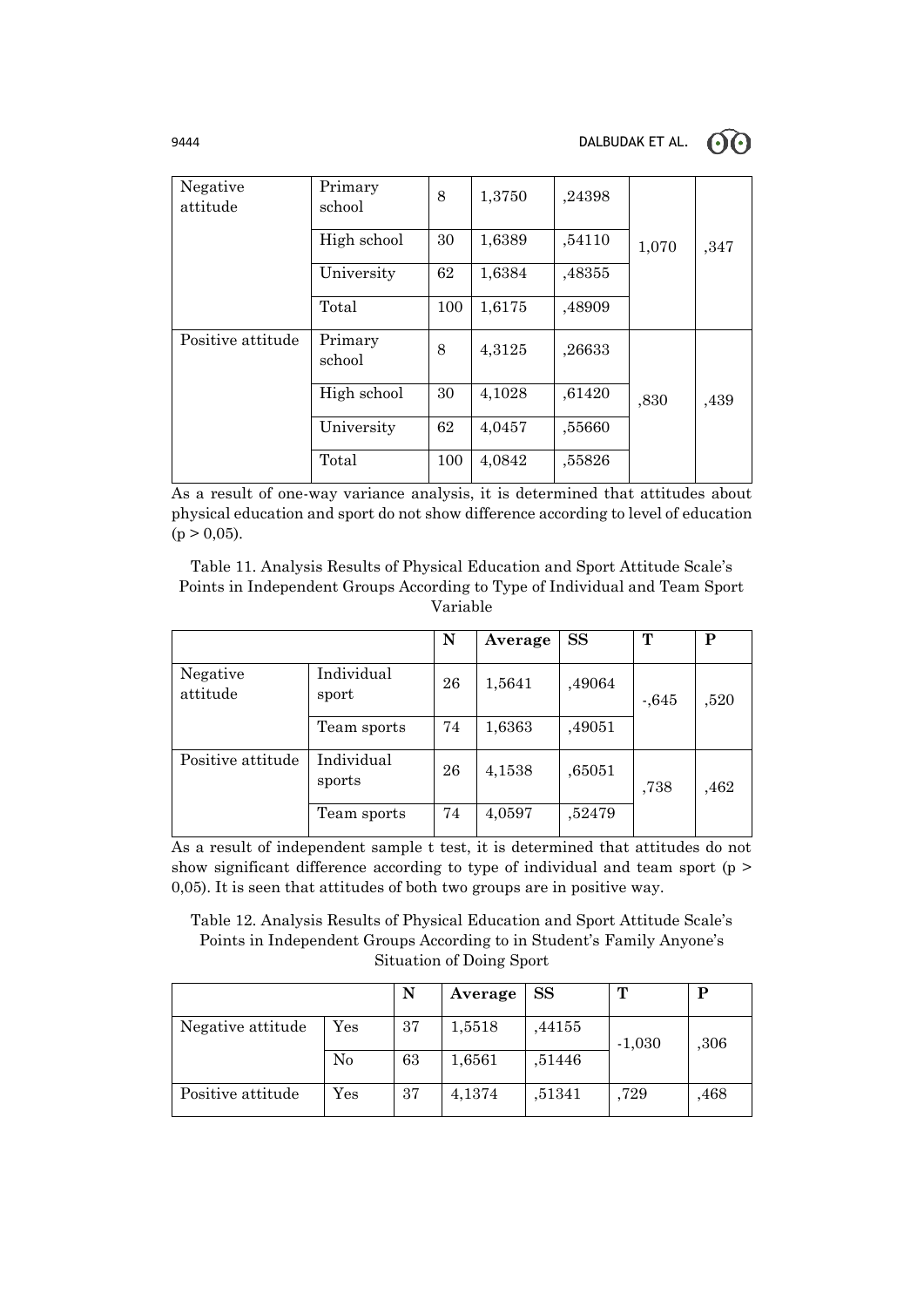| | | | | | | |
|---|---|---|---|---|---|---|
| Negative attitude | Primary school | 8 | 1,3750 | ,24398 | 1,070 | ,347 |
| | High school | 30 | 1,6389 | ,54110 | | |
| | University | 62 | 1,6384 | ,48355 | | |
| | Total | 100 | 1,6175 | ,48909 | | |
| Positive attitude | Primary school | 8 | 4,3125 | ,26633 | ,830 | ,439 |
| | High school | 30 | 4,1028 | ,61420 | | |
| | University | 62 | 4,0457 | ,55660 | | |
| | Total | 100 | 4,0842 | ,55826 | | |

As a result of one-way variance analysis, it is determined that attitudes about physical education and sport do not show difference according to level of education ($p > 0,05$).

Table 11. Analysis Results of Physical Education and Sport Attitude Scale's Points in Independent Groups According to Type of Individual and Team Sport Variable

| | | N | Average | SS | T | P |
|---|---|---|---|---|---|---|
| Negative attitude | Individual sport | 26 | 1,5641 | ,49064 | -,645 | ,520 |
| | Team sports | 74 | 1,6363 | ,49051 | | |
| Positive attitude | Individual sports | 26 | 4,1538 | ,65051 | ,738 | ,462 |
| | Team sports | 74 | 4,0597 | ,52479 | | |

As a result of independent sample t test, it is determined that attitudes do not show significant difference according to type of individual and team sport ($p > 0,05$). It is seen that attitudes of both two groups are in positive way.

Table 12. Analysis Results of Physical Education and Sport Attitude Scale's Points in Independent Groups According to in Student's Family Anyone's Situation of Doing Sport

| | | N | Average | SS | T | P |
|---|---|---|---|---|---|---|
| Negative attitude | Yes | 37 | 1,5518 | ,44155 | -1,030 | ,306 |
| | No | 63 | 1,6561 | ,51446 | | |
| Positive attitude | Yes | 37 | 4,1374 | ,51341 | ,729 | ,468 |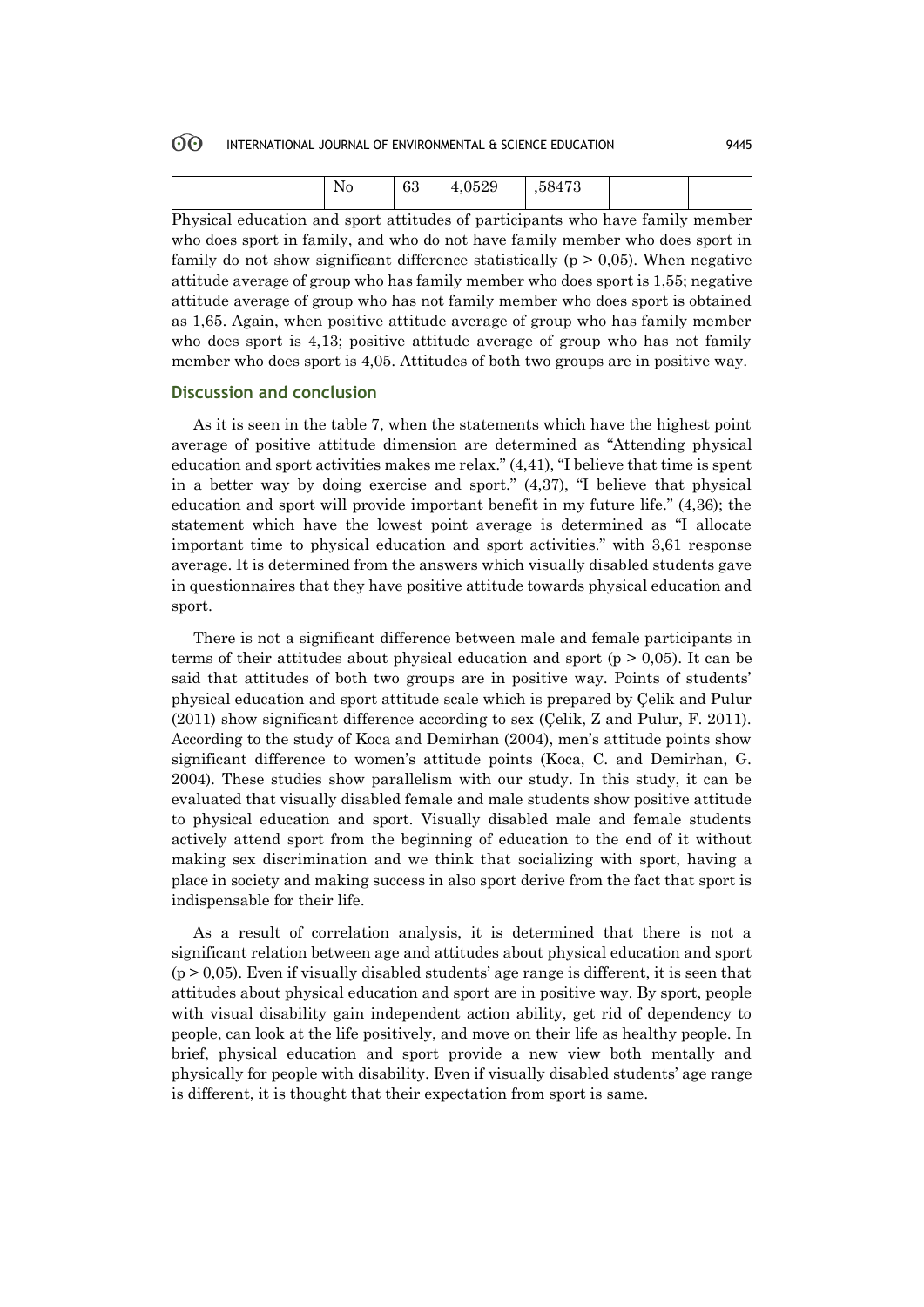| | No | 63 | 4,0529 | ,58473 | | |
|---|---|---|---|---|---|---|

Physical education and sport attitudes of participants who have family member who does sport in family, and who do not have family member who does sport in family do not show significant difference statistically ($p > 0,05$). When negative attitude average of group who has family member who does sport is 1,55; negative attitude average of group who has not family member who does sport is obtained as 1,65. Again, when positive attitude average of group who has family member who does sport is 4,13; positive attitude average of group who has not family member who does sport is 4,05. Attitudes of both two groups are in positive way.

## Discussion and conclusion

As it is seen in the table 7, when the statements which have the highest point average of positive attitude dimension are determined as "Attending physical education and sport activities makes me relax." (4,41), "I believe that time is spent in a better way by doing exercise and sport." (4,37), "I believe that physical education and sport will provide important benefit in my future life." (4,36); the statement which have the lowest point average is determined as "I allocate important time to physical education and sport activities." with 3,61 response average. It is determined from the answers which visually disabled students gave in questionnaires that they have positive attitude towards physical education and sport.

There is not a significant difference between male and female participants in terms of their attitudes about physical education and sport ($p > 0,05$). It can be said that attitudes of both two groups are in positive way. Points of students' physical education and sport attitude scale which is prepared by Çelik and Pulur (2011) show significant difference according to sex (Çelik, Z and Pulur, F. 2011). According to the study of Koca and Demirhan (2004), men's attitude points show significant difference to women's attitude points (Koca, C. and Demirhan, G. 2004). These studies show parallelism with our study. In this study, it can be evaluated that visually disabled female and male students show positive attitude to physical education and sport. Visually disabled male and female students actively attend sport from the beginning of education to the end of it without making sex discrimination and we think that socializing with sport, having a place in society and making success in also sport derive from the fact that sport is indispensable for their life.

As a result of correlation analysis, it is determined that there is not a significant relation between age and attitudes about physical education and sport ($p > 0,05$). Even if visually disabled students' age range is different, it is seen that attitudes about physical education and sport are in positive way. By sport, people with visual disability gain independent action ability, get rid of dependency to people, can look at the life positively, and move on their life as healthy people. In brief, physical education and sport provide a new view both mentally and physically for people with disability. Even if visually disabled students' age range is different, it is thought that their expectation from sport is same.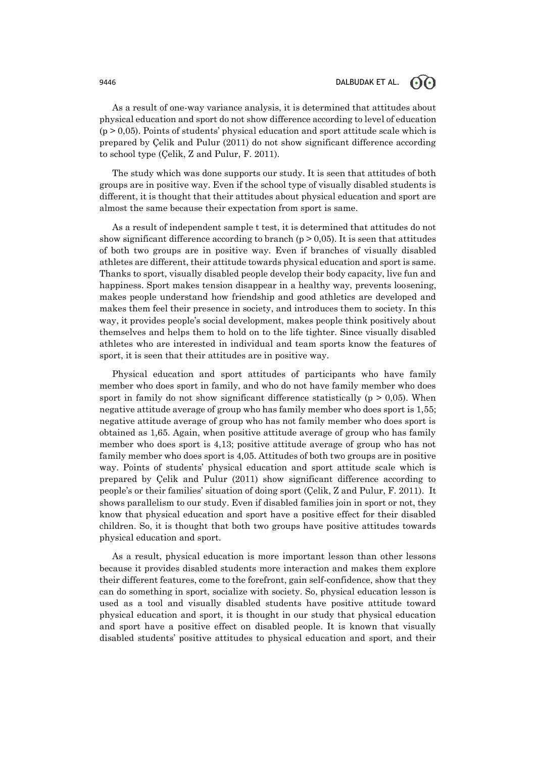As a result of one-way variance analysis, it is determined that attitudes about physical education and sport do not show difference according to level of education ($p > 0{,}05$). Points of students' physical education and sport attitude scale which is prepared by Çelik and Pulur (2011) do not show significant difference according to school type (Çelik, Z and Pulur, F. 2011).

The study which was done supports our study. It is seen that attitudes of both groups are in positive way. Even if the school type of visually disabled students is different, it is thought that their attitudes about physical education and sport are almost the same because their expectation from sport is same.

As a result of independent sample t test, it is determined that attitudes do not show significant difference according to branch ($p > 0{,}05$). It is seen that attitudes of both two groups are in positive way. Even if branches of visually disabled athletes are different, their attitude towards physical education and sport is same. Thanks to sport, visually disabled people develop their body capacity, live fun and happiness. Sport makes tension disappear in a healthy way, prevents loosening, makes people understand how friendship and good athletics are developed and makes them feel their presence in society, and introduces them to society. In this way, it provides people's social development, makes people think positively about themselves and helps them to hold on to the life tighter. Since visually disabled athletes who are interested in individual and team sports know the features of sport, it is seen that their attitudes are in positive way.

Physical education and sport attitudes of participants who have family member who does sport in family, and who do not have family member who does sport in family do not show significant difference statistically ($p > 0{,}05$). When negative attitude average of group who has family member who does sport is 1,55; negative attitude average of group who has not family member who does sport is obtained as 1,65. Again, when positive attitude average of group who has family member who does sport is 4,13; positive attitude average of group who has not family member who does sport is 4,05. Attitudes of both two groups are in positive way. Points of students' physical education and sport attitude scale which is prepared by Çelik and Pulur (2011) show significant difference according to people's or their families' situation of doing sport (Çelik, Z and Pulur, F. 2011). It shows parallelism to our study. Even if disabled families join in sport or not, they know that physical education and sport have a positive effect for their disabled children. So, it is thought that both two groups have positive attitudes towards physical education and sport.

As a result, physical education is more important lesson than other lessons because it provides disabled students more interaction and makes them explore their different features, come to the forefront, gain self-confidence, show that they can do something in sport, socialize with society. So, physical education lesson is used as a tool and visually disabled students have positive attitude toward physical education and sport, it is thought in our study that physical education and sport have a positive effect on disabled people. It is known that visually disabled students' positive attitudes to physical education and sport, and their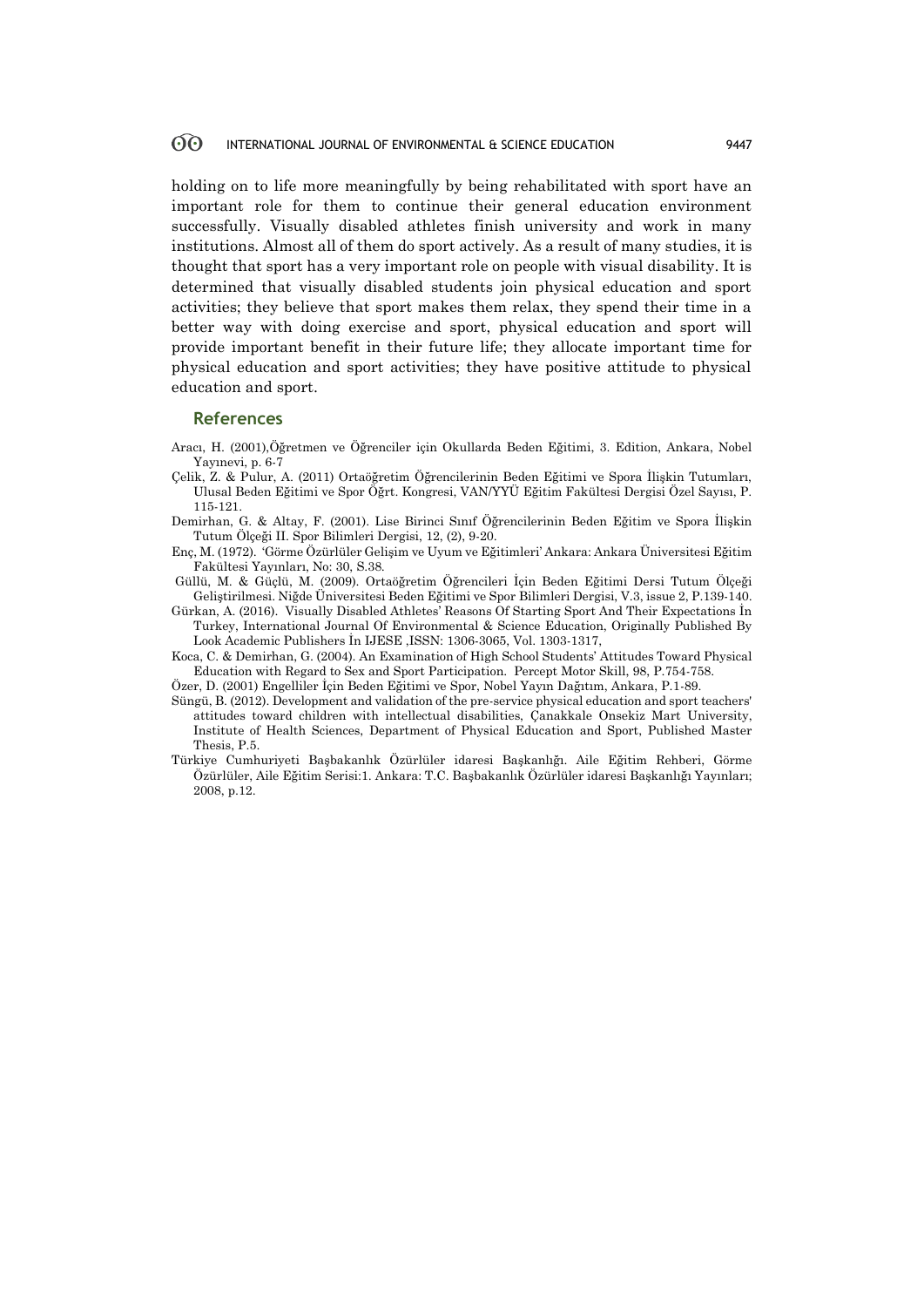holding on to life more meaningfully by being rehabilitated with sport have an important role for them to continue their general education environment successfully. Visually disabled athletes finish university and work in many institutions. Almost all of them do sport actively. As a result of many studies, it is thought that sport has a very important role on people with visual disability. It is determined that visually disabled students join physical education and sport activities; they believe that sport makes them relax, they spend their time in a better way with doing exercise and sport, physical education and sport will provide important benefit in their future life; they allocate important time for physical education and sport activities; they have positive attitude to physical education and sport.

## References

Aracı, H. (2001),Öğretmen ve Öğrenciler için Okullarda Beden Eğitimi, 3. Edition, Ankara, Nobel Yayınevi, p. 6-7

Çelik, Z. & Pulur, A. (2011) Ortaöğretim Öğrencilerinin Beden Eğitimi ve Spora İlişkin Tutumları, Ulusal Beden Eğitimi ve Spor Öğrt. Kongresi, VAN/YYÜ Eğitim Fakültesi Dergisi Özel Sayısı, P. 115-121.

Demirhan, G. & Altay, F. (2001). Lise Birinci Sınıf Öğrencilerinin Beden Eğitim ve Spora İlişkin Tutum Ölçeği II. Spor Bilimleri Dergisi, 12, (2), 9-20.

Enç, M. (1972). 'Görme Özürlüler Gelişim ve Uyum ve Eğitimleri' Ankara: Ankara Üniversitesi Eğitim Fakültesi Yayınları, No: 30, S.38.

Güllü, M. & Güçlü, M. (2009). Ortaöğretim Öğrencileri İçin Beden Eğitimi Dersi Tutum Ölçeği Geliştirilmesi. Niğde Üniversitesi Beden Eğitimi ve Spor Bilimleri Dergisi, V.3, issue 2, P.139-140.

Gürkan, A. (2016). Visually Disabled Athletes' Reasons Of Starting Sport And Their Expectations İn Turkey, International Journal Of Environmental & Science Education, Originally Published By Look Academic Publishers İn IJESE ,ISSN: 1306-3065, Vol. 1303-1317,

Koca, C. & Demirhan, G. (2004). An Examination of High School Students' Attitudes Toward Physical Education with Regard to Sex and Sport Participation. Percept Motor Skill, 98, P.754-758.

Özer, D. (2001) Engelliler İçin Beden Eğitimi ve Spor, Nobel Yayın Dağıtım, Ankara, P.1-89.

Süngü, B. (2012). Development and validation of the pre-service physical education and sport teachers' attitudes toward children with intellectual disabilities, Çanakkale Onsekiz Mart University, Institute of Health Sciences, Department of Physical Education and Sport, Published Master Thesis, P.5.

Türkiye Cumhuriyeti Başbakanlık Özürlüler idaresi Başkanlığı. Aile Eğitim Rehberi, Görme Özürlüler, Aile Eğitim Serisi:1. Ankara: T.C. Başbakanlık Özürlüler idaresi Başkanlığı Yayınları; 2008, p.12.